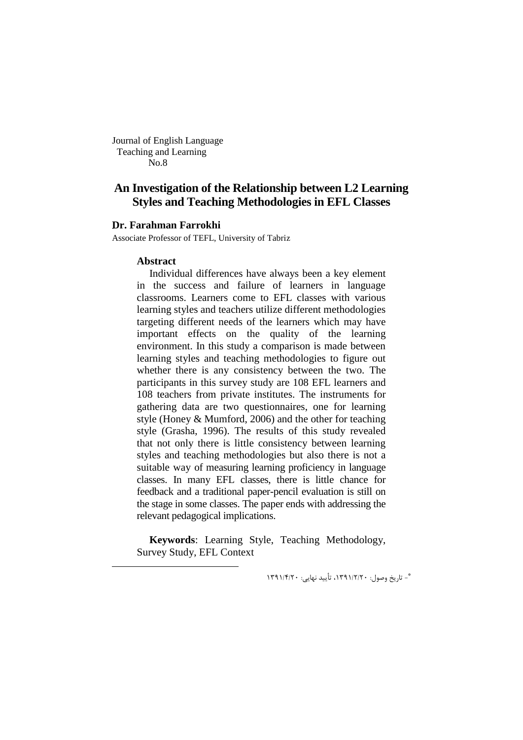Journal of English Language
Teaching and Learning
No.8

# An Investigation of the Relationship between L2 Learning Styles and Teaching Methodologies in EFL Classes

**Dr. Farahman Farrokhi**

Associate Professor of TEFL, University of Tabriz

## Abstract

Individual differences have always been a key element in the success and failure of learners in language classrooms. Learners come to EFL classes with various learning styles and teachers utilize different methodologies targeting different needs of the learners which may have important effects on the quality of the learning environment. In this study a comparison is made between learning styles and teaching methodologies to figure out whether there is any consistency between the two. The participants in this survey study are 108 EFL learners and 108 teachers from private institutes. The instruments for gathering data are two questionnaires, one for learning style (Honey & Mumford, 2006) and the other for teaching style (Grasha, 1996). The results of this study revealed that not only there is little consistency between learning styles and teaching methodologies but also there is not a suitable way of measuring learning proficiency in language classes. In many EFL classes, there is little chance for feedback and a traditional paper-pencil evaluation is still on the stage in some classes. The paper ends with addressing the relevant pedagogical implications.

**Keywords**: Learning Style, Teaching Methodology, Survey Study, EFL Context

---

*- تاریخ وصول: ۱۳۹۱/۲/۲۰، تأیید نهایی: ۱۳۹۱/۴/۲۰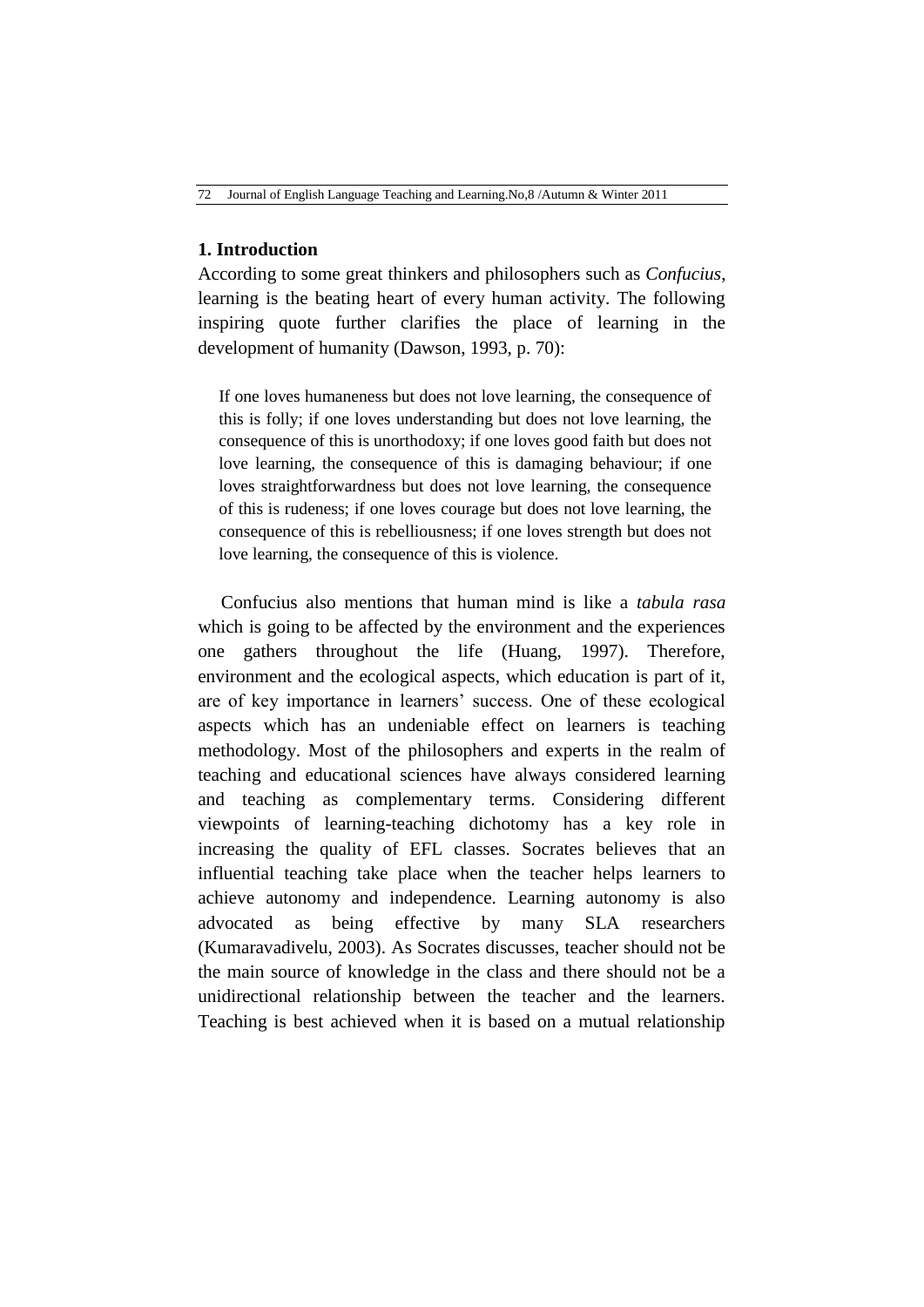## 1. Introduction

According to some great thinkers and philosophers such as *Confucius*, learning is the beating heart of every human activity. The following inspiring quote further clarifies the place of learning in the development of humanity (Dawson, 1993, p. 70):

> If one loves humaneness but does not love learning, the consequence of this is folly; if one loves understanding but does not love learning, the consequence of this is unorthodoxy; if one loves good faith but does not love learning, the consequence of this is damaging behaviour; if one loves straightforwardness but does not love learning, the consequence of this is rudeness; if one loves courage but does not love learning, the consequence of this is rebelliousness; if one loves strength but does not love learning, the consequence of this is violence.

Confucius also mentions that human mind is like a *tabula rasa* which is going to be affected by the environment and the experiences one gathers throughout the life (Huang, 1997). Therefore, environment and the ecological aspects, which education is part of it, are of key importance in learners' success. One of these ecological aspects which has an undeniable effect on learners is teaching methodology. Most of the philosophers and experts in the realm of teaching and educational sciences have always considered learning and teaching as complementary terms. Considering different viewpoints of learning-teaching dichotomy has a key role in increasing the quality of EFL classes. Socrates believes that an influential teaching take place when the teacher helps learners to achieve autonomy and independence. Learning autonomy is also advocated as being effective by many SLA researchers (Kumaravadivelu, 2003). As Socrates discusses, teacher should not be the main source of knowledge in the class and there should not be a unidirectional relationship between the teacher and the learners. Teaching is best achieved when it is based on a mutual relationship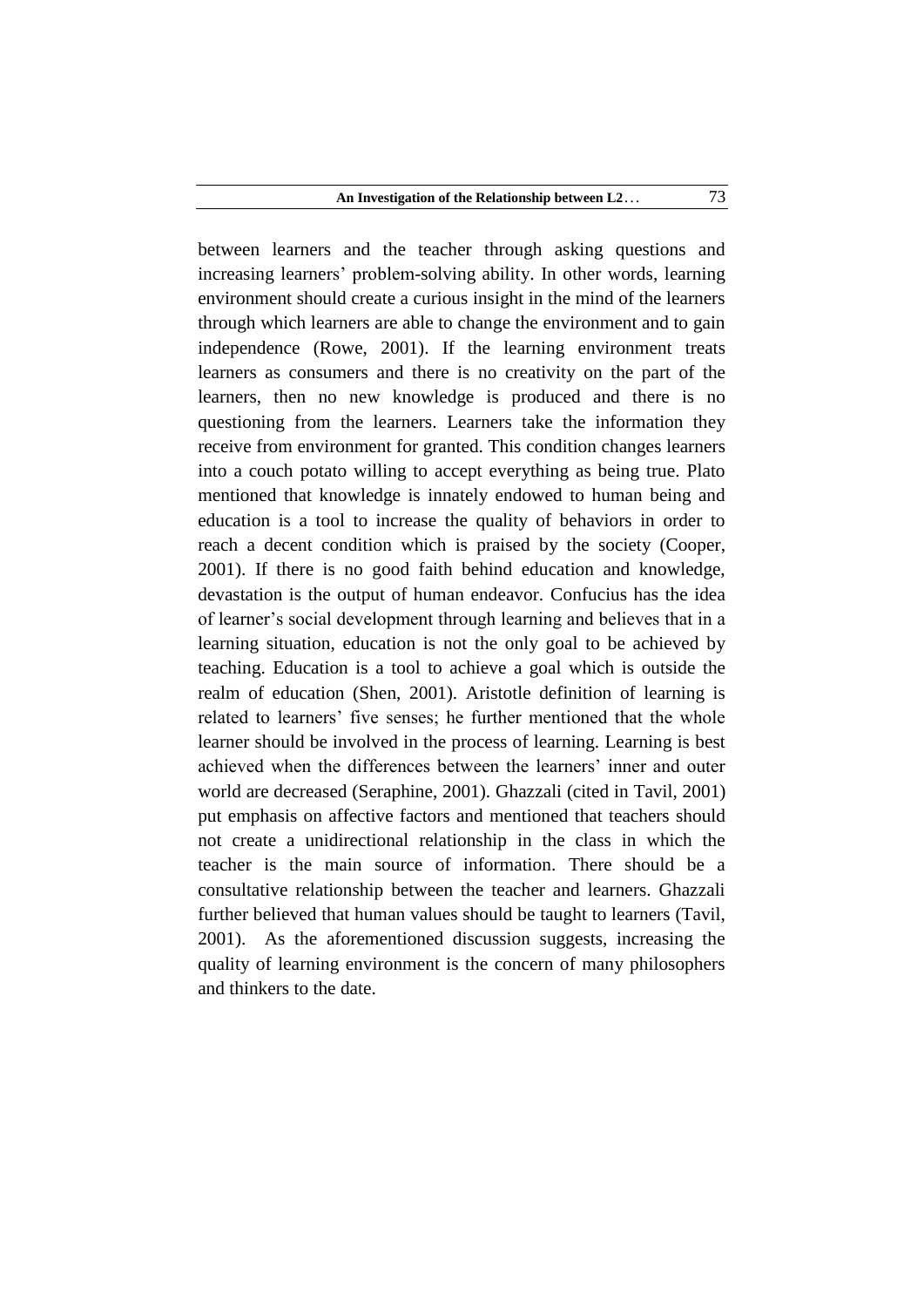between learners and the teacher through asking questions and increasing learners' problem-solving ability. In other words, learning environment should create a curious insight in the mind of the learners through which learners are able to change the environment and to gain independence (Rowe, 2001). If the learning environment treats learners as consumers and there is no creativity on the part of the learners, then no new knowledge is produced and there is no questioning from the learners. Learners take the information they receive from environment for granted. This condition changes learners into a couch potato willing to accept everything as being true. Plato mentioned that knowledge is innately endowed to human being and education is a tool to increase the quality of behaviors in order to reach a decent condition which is praised by the society (Cooper, 2001). If there is no good faith behind education and knowledge, devastation is the output of human endeavor. Confucius has the idea of learner's social development through learning and believes that in a learning situation, education is not the only goal to be achieved by teaching. Education is a tool to achieve a goal which is outside the realm of education (Shen, 2001). Aristotle definition of learning is related to learners' five senses; he further mentioned that the whole learner should be involved in the process of learning. Learning is best achieved when the differences between the learners' inner and outer world are decreased (Seraphine, 2001). Ghazzali (cited in Tavil, 2001) put emphasis on affective factors and mentioned that teachers should not create a unidirectional relationship in the class in which the teacher is the main source of information. There should be a consultative relationship between the teacher and learners. Ghazzali further believed that human values should be taught to learners (Tavil, 2001). As the aforementioned discussion suggests, increasing the quality of learning environment is the concern of many philosophers and thinkers to the date.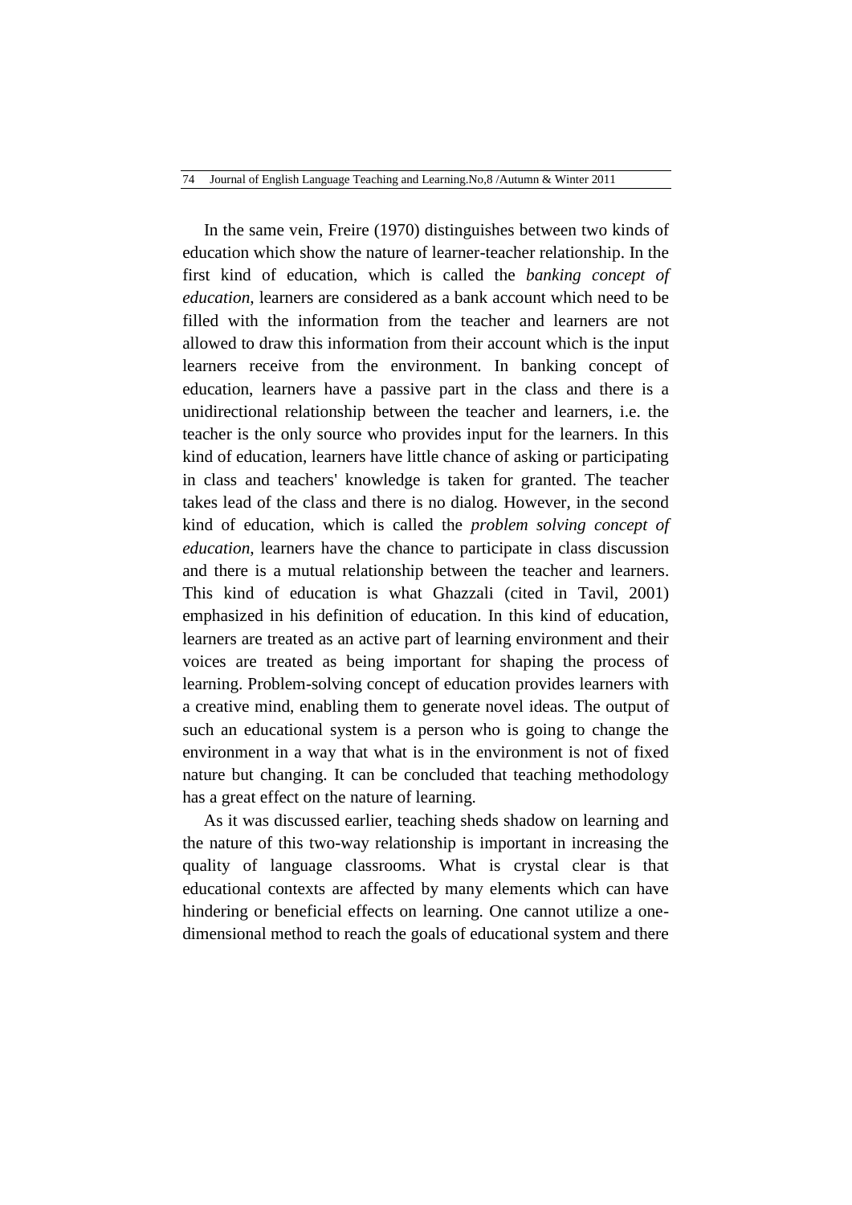In the same vein, Freire (1970) distinguishes between two kinds of education which show the nature of learner-teacher relationship. In the first kind of education, which is called the *banking concept of education*, learners are considered as a bank account which need to be filled with the information from the teacher and learners are not allowed to draw this information from their account which is the input learners receive from the environment. In banking concept of education, learners have a passive part in the class and there is a unidirectional relationship between the teacher and learners, i.e. the teacher is the only source who provides input for the learners. In this kind of education, learners have little chance of asking or participating in class and teachers' knowledge is taken for granted. The teacher takes lead of the class and there is no dialog. However, in the second kind of education, which is called the *problem solving concept of education*, learners have the chance to participate in class discussion and there is a mutual relationship between the teacher and learners. This kind of education is what Ghazzali (cited in Tavil, 2001) emphasized in his definition of education. In this kind of education, learners are treated as an active part of learning environment and their voices are treated as being important for shaping the process of learning. Problem-solving concept of education provides learners with a creative mind, enabling them to generate novel ideas. The output of such an educational system is a person who is going to change the environment in a way that what is in the environment is not of fixed nature but changing. It can be concluded that teaching methodology has a great effect on the nature of learning.

As it was discussed earlier, teaching sheds shadow on learning and the nature of this two-way relationship is important in increasing the quality of language classrooms. What is crystal clear is that educational contexts are affected by many elements which can have hindering or beneficial effects on learning. One cannot utilize a one-dimensional method to reach the goals of educational system and there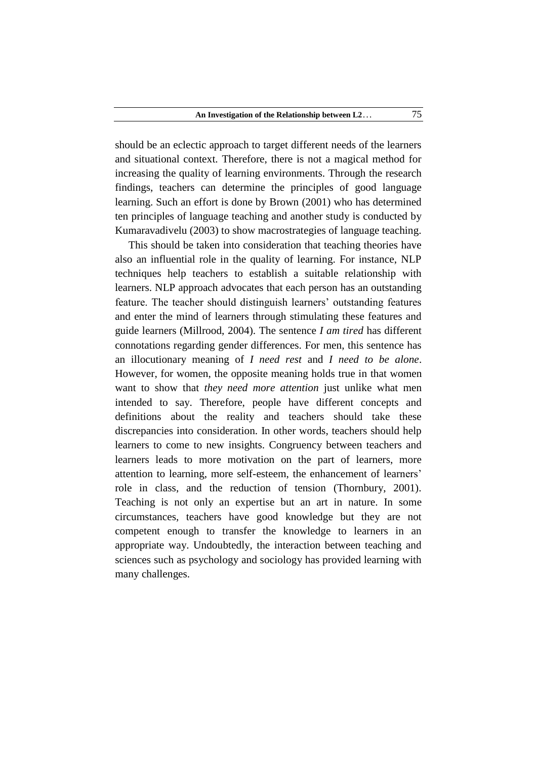should be an eclectic approach to target different needs of the learners and situational context. Therefore, there is not a magical method for increasing the quality of learning environments. Through the research findings, teachers can determine the principles of good language learning. Such an effort is done by Brown (2001) who has determined ten principles of language teaching and another study is conducted by Kumaravadivelu (2003) to show macrostrategies of language teaching.

This should be taken into consideration that teaching theories have also an influential role in the quality of learning. For instance, NLP techniques help teachers to establish a suitable relationship with learners. NLP approach advocates that each person has an outstanding feature. The teacher should distinguish learners' outstanding features and enter the mind of learners through stimulating these features and guide learners (Millrood, 2004). The sentence *I am tired* has different connotations regarding gender differences. For men, this sentence has an illocutionary meaning of *I need rest* and *I need to be alone*. However, for women, the opposite meaning holds true in that women want to show that *they need more attention* just unlike what men intended to say. Therefore, people have different concepts and definitions about the reality and teachers should take these discrepancies into consideration. In other words, teachers should help learners to come to new insights. Congruency between teachers and learners leads to more motivation on the part of learners, more attention to learning, more self-esteem, the enhancement of learners' role in class, and the reduction of tension (Thornbury, 2001). Teaching is not only an expertise but an art in nature. In some circumstances, teachers have good knowledge but they are not competent enough to transfer the knowledge to learners in an appropriate way. Undoubtedly, the interaction between teaching and sciences such as psychology and sociology has provided learning with many challenges.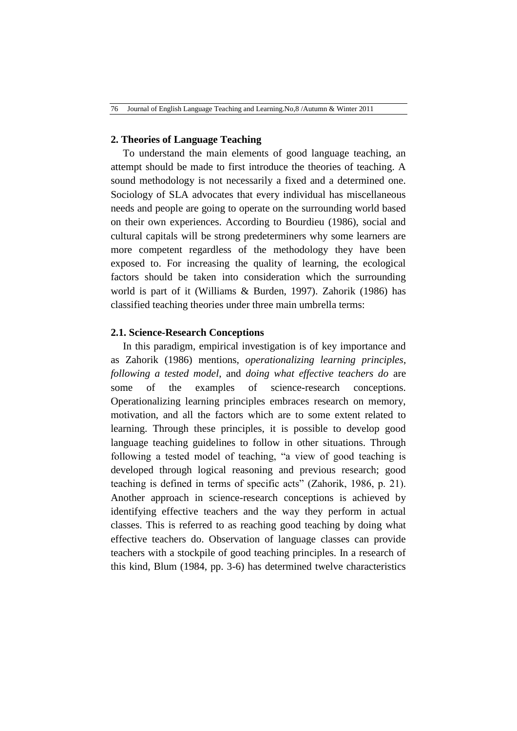## 2. Theories of Language Teaching

To understand the main elements of good language teaching, an attempt should be made to first introduce the theories of teaching. A sound methodology is not necessarily a fixed and a determined one. Sociology of SLA advocates that every individual has miscellaneous needs and people are going to operate on the surrounding world based on their own experiences. According to Bourdieu (1986), social and cultural capitals will be strong predeterminers why some learners are more competent regardless of the methodology they have been exposed to. For increasing the quality of learning, the ecological factors should be taken into consideration which the surrounding world is part of it (Williams & Burden, 1997). Zahorik (1986) has classified teaching theories under three main umbrella terms:

### 2.1. Science-Research Conceptions

In this paradigm, empirical investigation is of key importance and as Zahorik (1986) mentions, *operationalizing learning principles*, *following a tested model*, and *doing what effective teachers do* are some of the examples of science-research conceptions. Operationalizing learning principles embraces research on memory, motivation, and all the factors which are to some extent related to learning. Through these principles, it is possible to develop good language teaching guidelines to follow in other situations. Through following a tested model of teaching, "a view of good teaching is developed through logical reasoning and previous research; good teaching is defined in terms of specific acts" (Zahorik, 1986, p. 21). Another approach in science-research conceptions is achieved by identifying effective teachers and the way they perform in actual classes. This is referred to as reaching good teaching by doing what effective teachers do. Observation of language classes can provide teachers with a stockpile of good teaching principles. In a research of this kind, Blum (1984, pp. 3-6) has determined twelve characteristics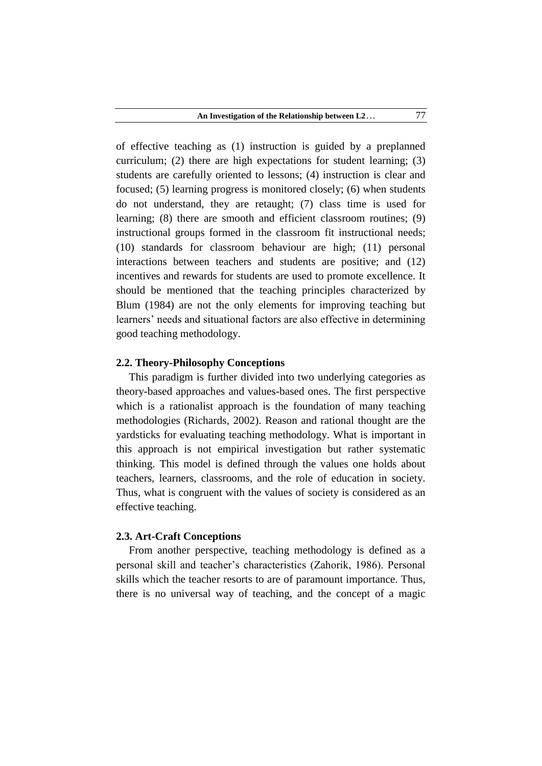of effective teaching as (1) instruction is guided by a preplanned curriculum; (2) there are high expectations for student learning; (3) students are carefully oriented to lessons; (4) instruction is clear and focused; (5) learning progress is monitored closely; (6) when students do not understand, they are retaught; (7) class time is used for learning; (8) there are smooth and efficient classroom routines; (9) instructional groups formed in the classroom fit instructional needs; (10) standards for classroom behaviour are high; (11) personal interactions between teachers and students are positive; and (12) incentives and rewards for students are used to promote excellence. It should be mentioned that the teaching principles characterized by Blum (1984) are not the only elements for improving teaching but learners' needs and situational factors are also effective in determining good teaching methodology.

### 2.2. Theory-Philosophy Conceptions

This paradigm is further divided into two underlying categories as theory-based approaches and values-based ones. The first perspective which is a rationalist approach is the foundation of many teaching methodologies (Richards, 2002). Reason and rational thought are the yardsticks for evaluating teaching methodology. What is important in this approach is not empirical investigation but rather systematic thinking. This model is defined through the values one holds about teachers, learners, classrooms, and the role of education in society. Thus, what is congruent with the values of society is considered as an effective teaching.

### 2.3. Art-Craft Conceptions

From another perspective, teaching methodology is defined as a personal skill and teacher's characteristics (Zahorik, 1986). Personal skills which the teacher resorts to are of paramount importance. Thus, there is no universal way of teaching, and the concept of a magic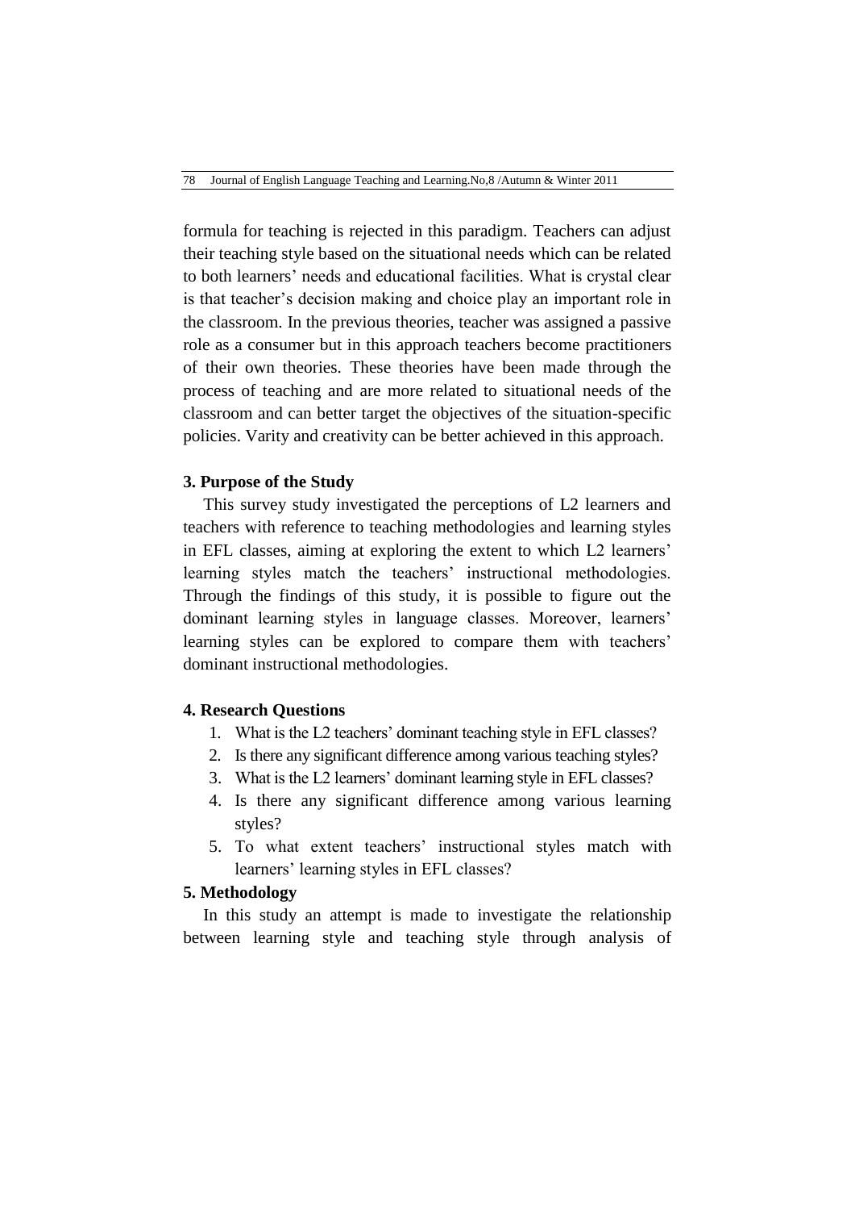formula for teaching is rejected in this paradigm. Teachers can adjust their teaching style based on the situational needs which can be related to both learners' needs and educational facilities. What is crystal clear is that teacher's decision making and choice play an important role in the classroom. In the previous theories, teacher was assigned a passive role as a consumer but in this approach teachers become practitioners of their own theories. These theories have been made through the process of teaching and are more related to situational needs of the classroom and can better target the objectives of the situation-specific policies. Varity and creativity can be better achieved in this approach.

### 3. Purpose of the Study

This survey study investigated the perceptions of L2 learners and teachers with reference to teaching methodologies and learning styles in EFL classes, aiming at exploring the extent to which L2 learners' learning styles match the teachers' instructional methodologies. Through the findings of this study, it is possible to figure out the dominant learning styles in language classes. Moreover, learners' learning styles can be explored to compare them with teachers' dominant instructional methodologies.

### 4. Research Questions

1. What is the L2 teachers' dominant teaching style in EFL classes?
2. Is there any significant difference among various teaching styles?
3. What is the L2 learners' dominant learning style in EFL classes?
4. Is there any significant difference among various learning styles?
5. To what extent teachers' instructional styles match with learners' learning styles in EFL classes?

### 5. Methodology

In this study an attempt is made to investigate the relationship between learning style and teaching style through analysis of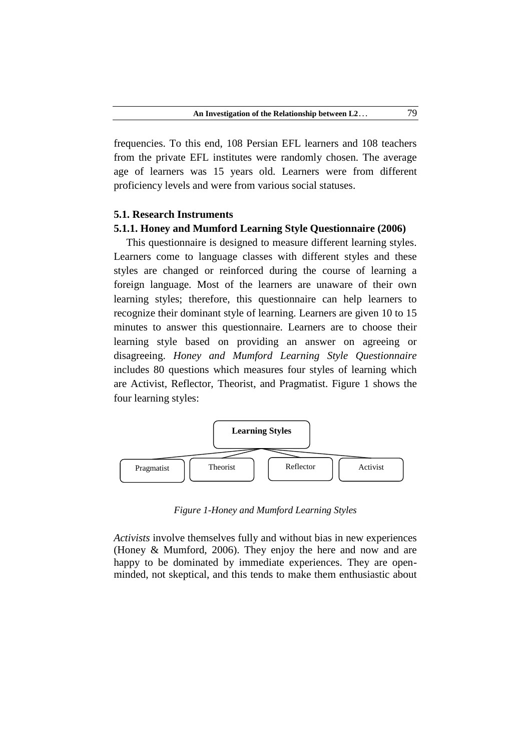frequencies. To this end, 108 Persian EFL learners and 108 teachers from the private EFL institutes were randomly chosen. The average age of learners was 15 years old. Learners were from different proficiency levels and were from various social statuses.

### 5.1. Research Instruments

#### 5.1.1. Honey and Mumford Learning Style Questionnaire (2006)

This questionnaire is designed to measure different learning styles. Learners come to language classes with different styles and these styles are changed or reinforced during the course of learning a foreign language. Most of the learners are unaware of their own learning styles; therefore, this questionnaire can help learners to recognize their dominant style of learning. Learners are given 10 to 15 minutes to answer this questionnaire. Learners are to choose their learning style based on providing an answer on agreeing or disagreeing. *Honey and Mumford Learning Style Questionnaire* includes 80 questions which measures four styles of learning which are Activist, Reflector, Theorist, and Pragmatist. Figure 1 shows the four learning styles:

**Learning Styles**

Pragmatist | Theorist | Reflector | Activist

*Figure 1-Honey and Mumford Learning Styles*

*Activists* involve themselves fully and without bias in new experiences (Honey & Mumford, 2006). They enjoy the here and now and are happy to be dominated by immediate experiences. They are open-minded, not skeptical, and this tends to make them enthusiastic about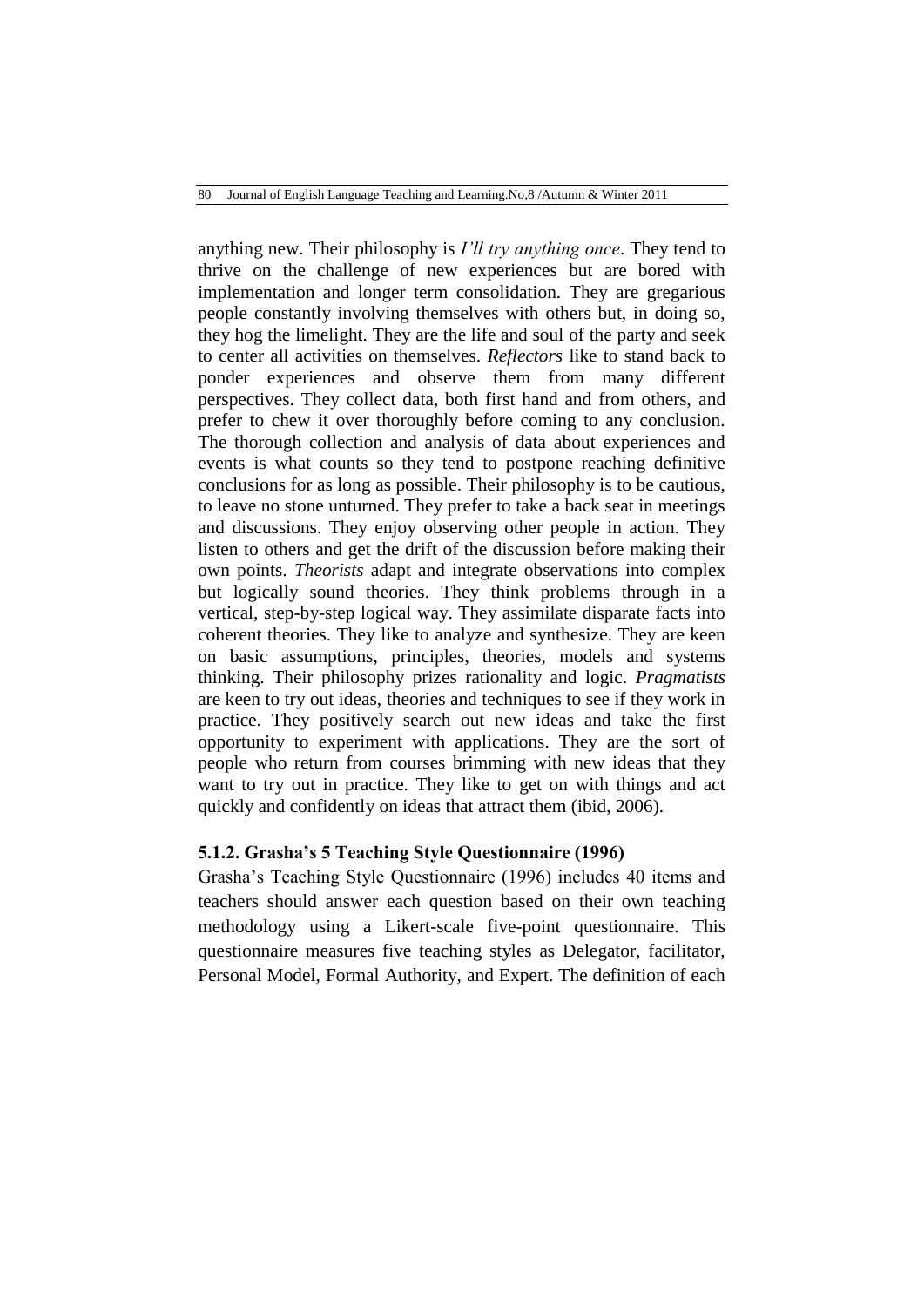anything new. Their philosophy is *I'll try anything once*. They tend to thrive on the challenge of new experiences but are bored with implementation and longer term consolidation. They are gregarious people constantly involving themselves with others but, in doing so, they hog the limelight. They are the life and soul of the party and seek to center all activities on themselves. *Reflectors* like to stand back to ponder experiences and observe them from many different perspectives. They collect data, both first hand and from others, and prefer to chew it over thoroughly before coming to any conclusion. The thorough collection and analysis of data about experiences and events is what counts so they tend to postpone reaching definitive conclusions for as long as possible. Their philosophy is to be cautious, to leave no stone unturned. They prefer to take a back seat in meetings and discussions. They enjoy observing other people in action. They listen to others and get the drift of the discussion before making their own points. *Theorists* adapt and integrate observations into complex but logically sound theories. They think problems through in a vertical, step-by-step logical way. They assimilate disparate facts into coherent theories. They like to analyze and synthesize. They are keen on basic assumptions, principles, theories, models and systems thinking. Their philosophy prizes rationality and logic. *Pragmatists* are keen to try out ideas, theories and techniques to see if they work in practice. They positively search out new ideas and take the first opportunity to experiment with applications. They are the sort of people who return from courses brimming with new ideas that they want to try out in practice. They like to get on with things and act quickly and confidently on ideas that attract them (ibid, 2006).

### 5.1.2. Grasha's 5 Teaching Style Questionnaire (1996)

Grasha's Teaching Style Questionnaire (1996) includes 40 items and teachers should answer each question based on their own teaching methodology using a Likert-scale five-point questionnaire. This questionnaire measures five teaching styles as Delegator, facilitator, Personal Model, Formal Authority, and Expert. The definition of each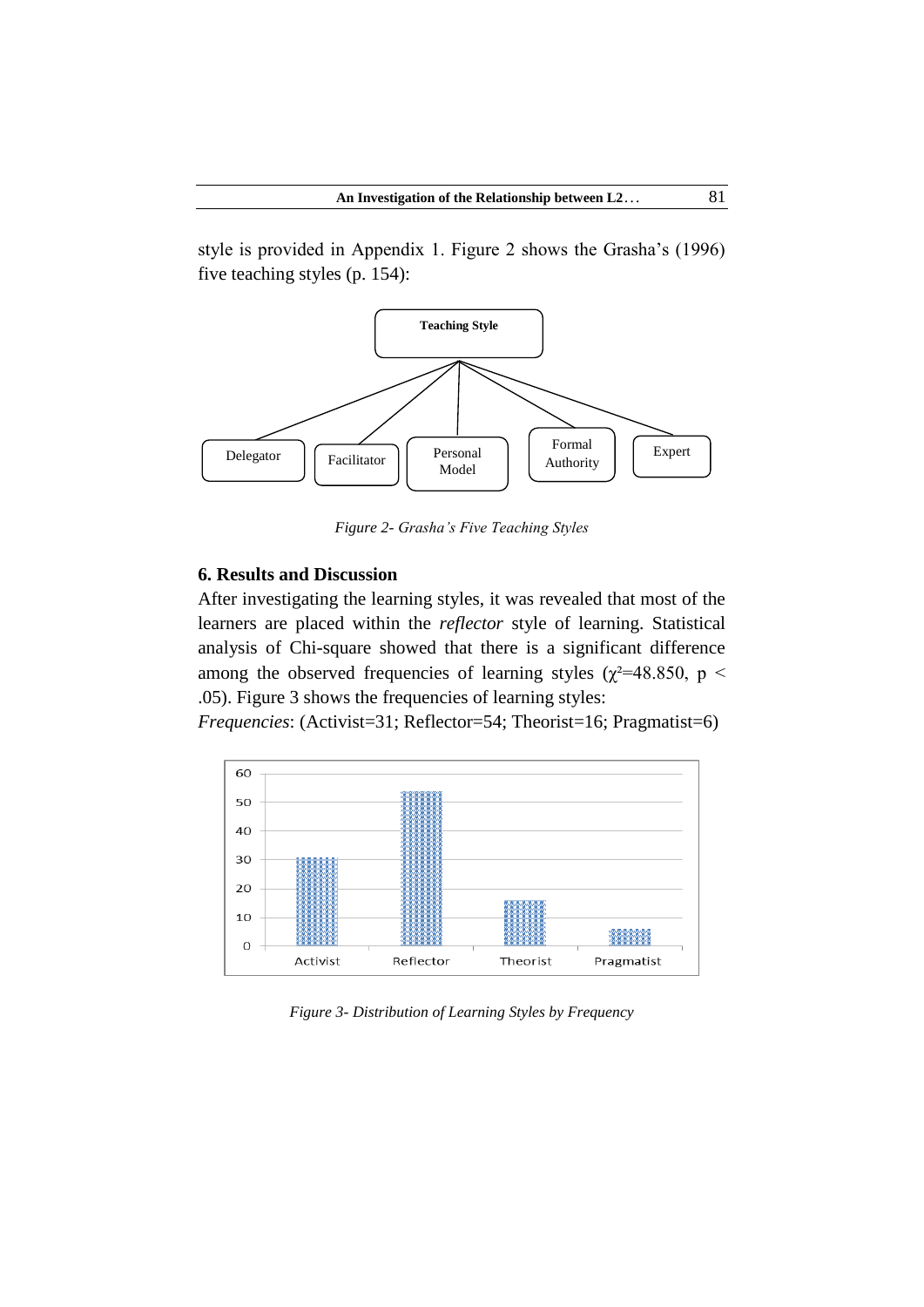style is provided in Appendix 1. Figure 2 shows the Grasha's (1996) five teaching styles (p. 154):

*Figure 2- Grasha's Five Teaching Styles*

## 6. Results and Discussion

After investigating the learning styles, it was revealed that most of the learners are placed within the *reflector* style of learning. Statistical analysis of Chi-square showed that there is a significant difference among the observed frequencies of learning styles ($\chi^2$=48.850, $p <$ .05). Figure 3 shows the frequencies of learning styles:

*Frequencies*: (Activist=31; Reflector=54; Theorist=16; Pragmatist=6)

*Figure 3- Distribution of Learning Styles by Frequency*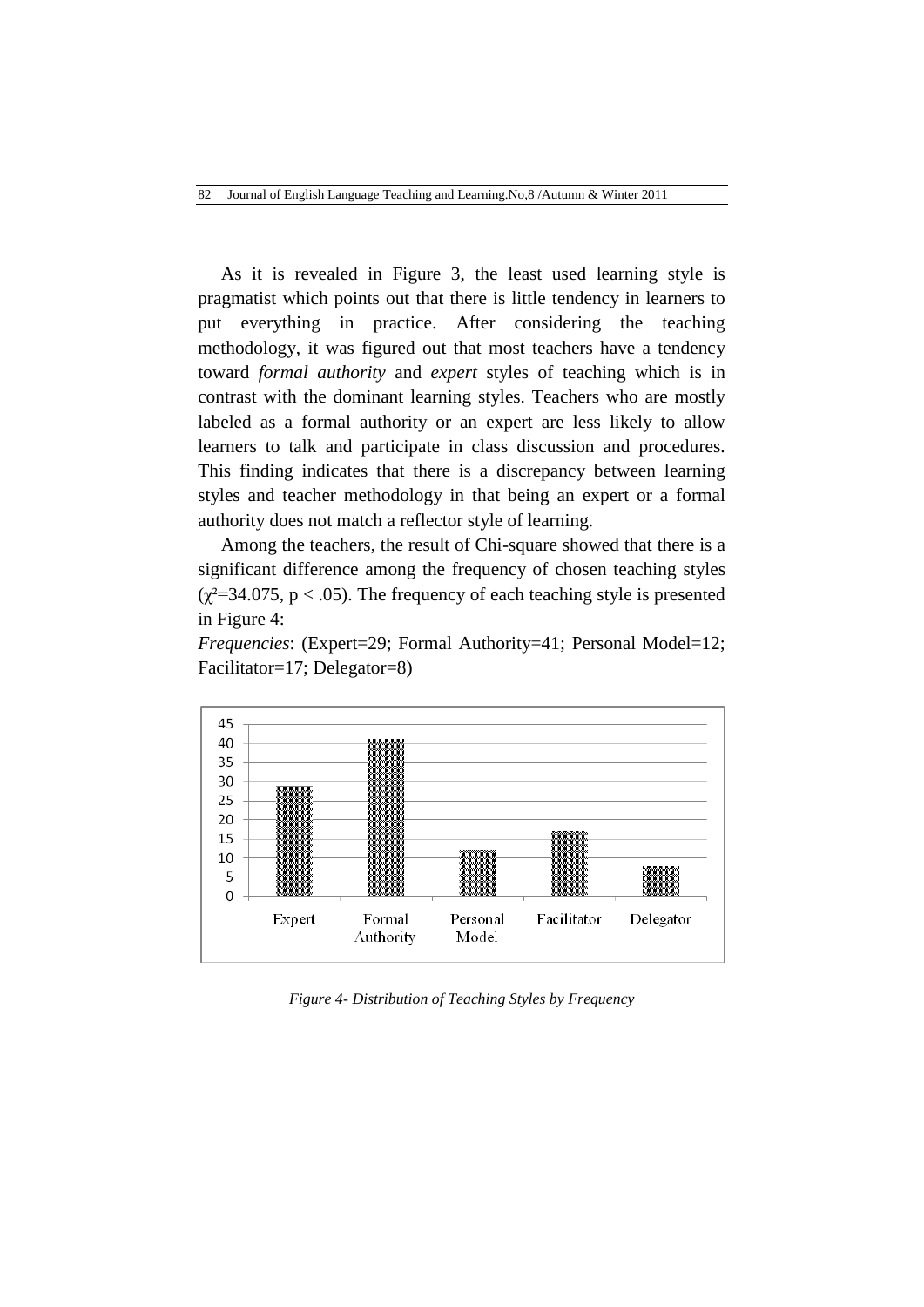As it is revealed in Figure 3, the least used learning style is pragmatist which points out that there is little tendency in learners to put everything in practice. After considering the teaching methodology, it was figured out that most teachers have a tendency toward *formal authority* and *expert* styles of teaching which is in contrast with the dominant learning styles. Teachers who are mostly labeled as a formal authority or an expert are less likely to allow learners to talk and participate in class discussion and procedures. This finding indicates that there is a discrepancy between learning styles and teacher methodology in that being an expert or a formal authority does not match a reflector style of learning.

Among the teachers, the result of Chi-square showed that there is a significant difference among the frequency of chosen teaching styles ($\chi^2$=34.075, $p < .05$). The frequency of each teaching style is presented in Figure 4:

*Frequencies*: (Expert=29; Formal Authority=41; Personal Model=12; Facilitator=17; Delegator=8)

*Figure 4- Distribution of Teaching Styles by Frequency*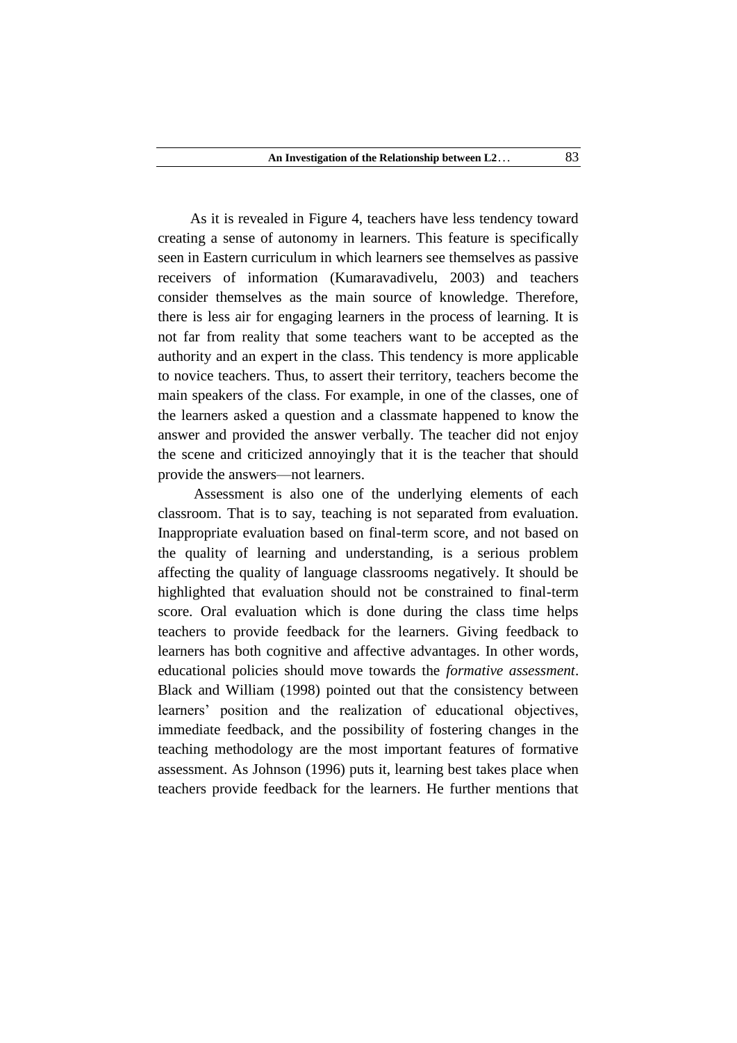As it is revealed in Figure 4, teachers have less tendency toward creating a sense of autonomy in learners. This feature is specifically seen in Eastern curriculum in which learners see themselves as passive receivers of information (Kumaravadivelu, 2003) and teachers consider themselves as the main source of knowledge. Therefore, there is less air for engaging learners in the process of learning. It is not far from reality that some teachers want to be accepted as the authority and an expert in the class. This tendency is more applicable to novice teachers. Thus, to assert their territory, teachers become the main speakers of the class. For example, in one of the classes, one of the learners asked a question and a classmate happened to know the answer and provided the answer verbally. The teacher did not enjoy the scene and criticized annoyingly that it is the teacher that should provide the answers—not learners.

Assessment is also one of the underlying elements of each classroom. That is to say, teaching is not separated from evaluation. Inappropriate evaluation based on final-term score, and not based on the quality of learning and understanding, is a serious problem affecting the quality of language classrooms negatively. It should be highlighted that evaluation should not be constrained to final-term score. Oral evaluation which is done during the class time helps teachers to provide feedback for the learners. Giving feedback to learners has both cognitive and affective advantages. In other words, educational policies should move towards the *formative assessment*. Black and William (1998) pointed out that the consistency between learners' position and the realization of educational objectives, immediate feedback, and the possibility of fostering changes in the teaching methodology are the most important features of formative assessment. As Johnson (1996) puts it, learning best takes place when teachers provide feedback for the learners. He further mentions that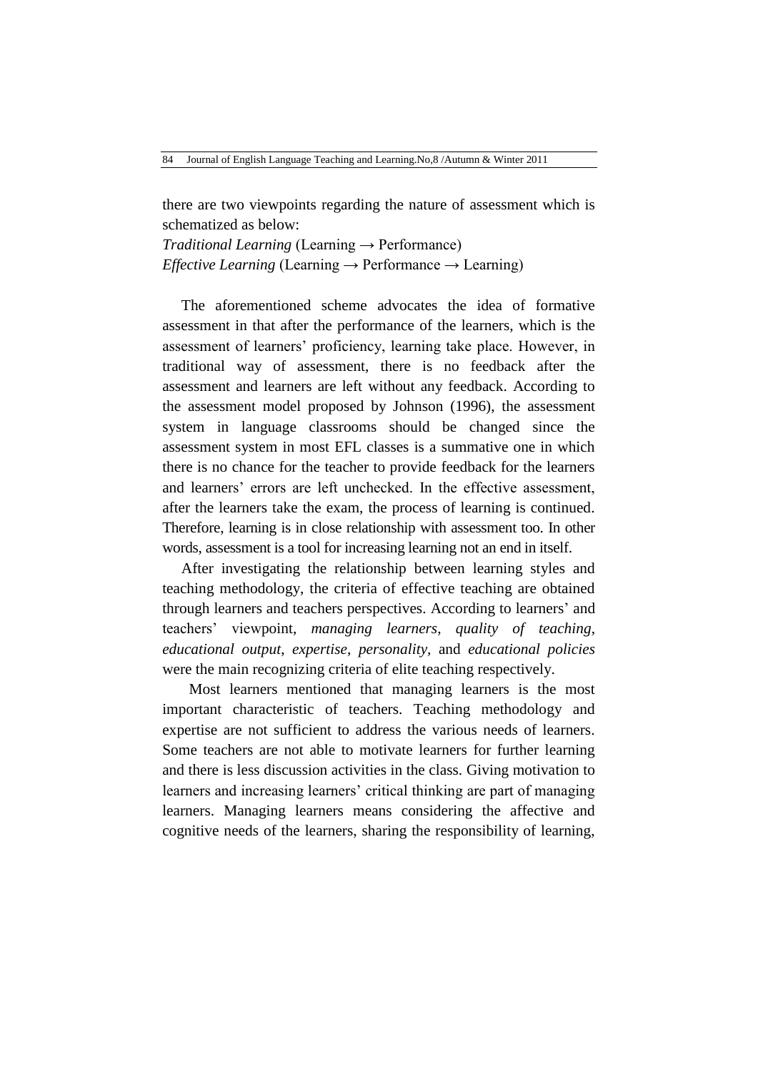there are two viewpoints regarding the nature of assessment which is schematized as below:

*Traditional Learning* (Learning → Performance)
*Effective Learning* (Learning → Performance → Learning)

The aforementioned scheme advocates the idea of formative assessment in that after the performance of the learners, which is the assessment of learners' proficiency, learning take place. However, in traditional way of assessment, there is no feedback after the assessment and learners are left without any feedback. According to the assessment model proposed by Johnson (1996), the assessment system in language classrooms should be changed since the assessment system in most EFL classes is a summative one in which there is no chance for the teacher to provide feedback for the learners and learners' errors are left unchecked. In the effective assessment, after the learners take the exam, the process of learning is continued. Therefore, learning is in close relationship with assessment too. In other words, assessment is a tool for increasing learning not an end in itself.

After investigating the relationship between learning styles and teaching methodology, the criteria of effective teaching are obtained through learners and teachers perspectives. According to learners' and teachers' viewpoint, *managing learners*, *quality of teaching*, *educational output*, *expertise*, *personality*, and *educational policies* were the main recognizing criteria of elite teaching respectively.

Most learners mentioned that managing learners is the most important characteristic of teachers. Teaching methodology and expertise are not sufficient to address the various needs of learners. Some teachers are not able to motivate learners for further learning and there is less discussion activities in the class. Giving motivation to learners and increasing learners' critical thinking are part of managing learners. Managing learners means considering the affective and cognitive needs of the learners, sharing the responsibility of learning,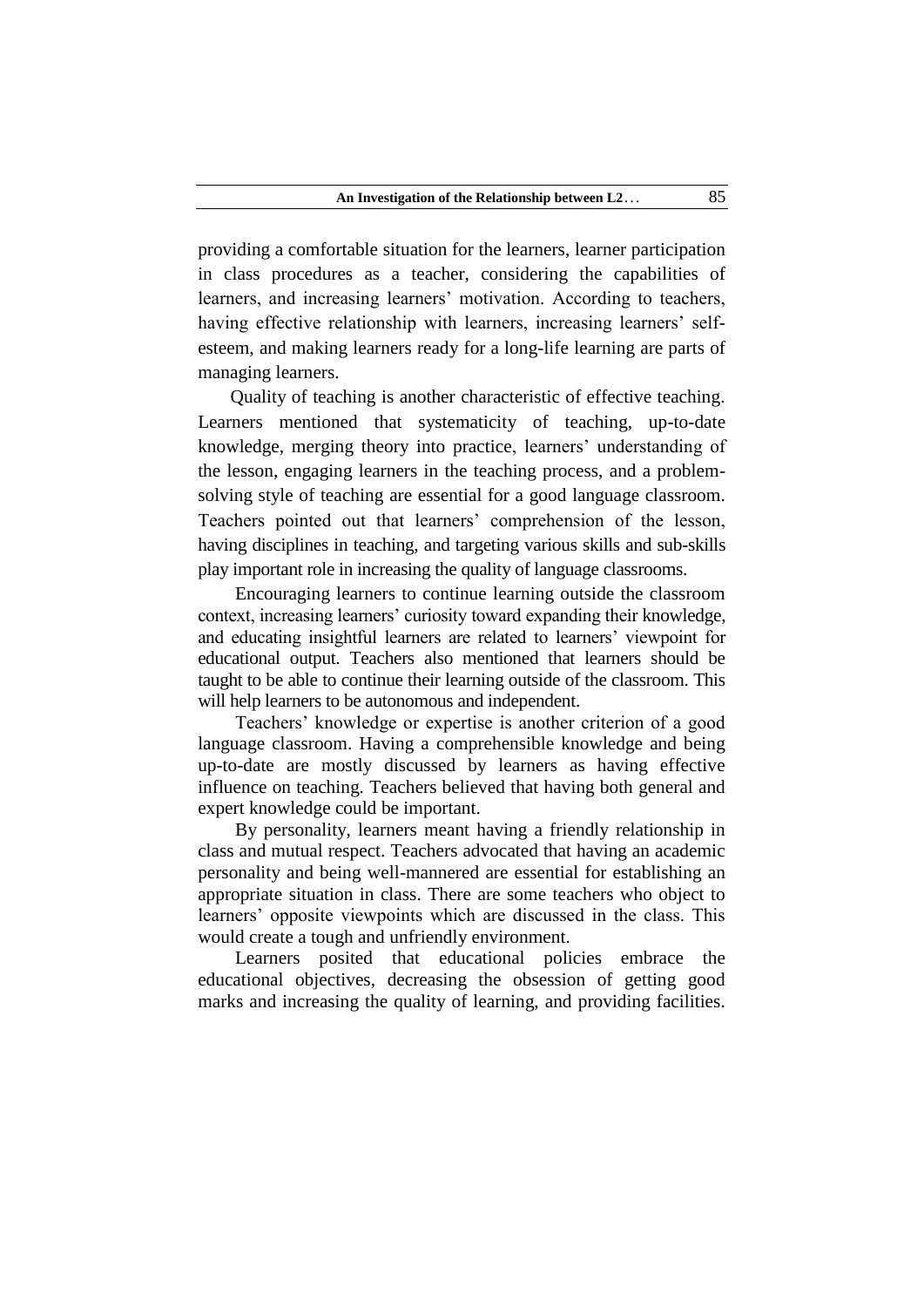providing a comfortable situation for the learners, learner participation in class procedures as a teacher, considering the capabilities of learners, and increasing learners' motivation. According to teachers, having effective relationship with learners, increasing learners' self-esteem, and making learners ready for a long-life learning are parts of managing learners.

Quality of teaching is another characteristic of effective teaching. Learners mentioned that systematicity of teaching, up-to-date knowledge, merging theory into practice, learners' understanding of the lesson, engaging learners in the teaching process, and a problem-solving style of teaching are essential for a good language classroom. Teachers pointed out that learners' comprehension of the lesson, having disciplines in teaching, and targeting various skills and sub-skills play important role in increasing the quality of language classrooms.

Encouraging learners to continue learning outside the classroom context, increasing learners' curiosity toward expanding their knowledge, and educating insightful learners are related to learners' viewpoint for educational output. Teachers also mentioned that learners should be taught to be able to continue their learning outside of the classroom. This will help learners to be autonomous and independent.

Teachers' knowledge or expertise is another criterion of a good language classroom. Having a comprehensible knowledge and being up-to-date are mostly discussed by learners as having effective influence on teaching. Teachers believed that having both general and expert knowledge could be important.

By personality, learners meant having a friendly relationship in class and mutual respect. Teachers advocated that having an academic personality and being well-mannered are essential for establishing an appropriate situation in class. There are some teachers who object to learners' opposite viewpoints which are discussed in the class. This would create a tough and unfriendly environment.

Learners posited that educational policies embrace the educational objectives, decreasing the obsession of getting good marks and increasing the quality of learning, and providing facilities.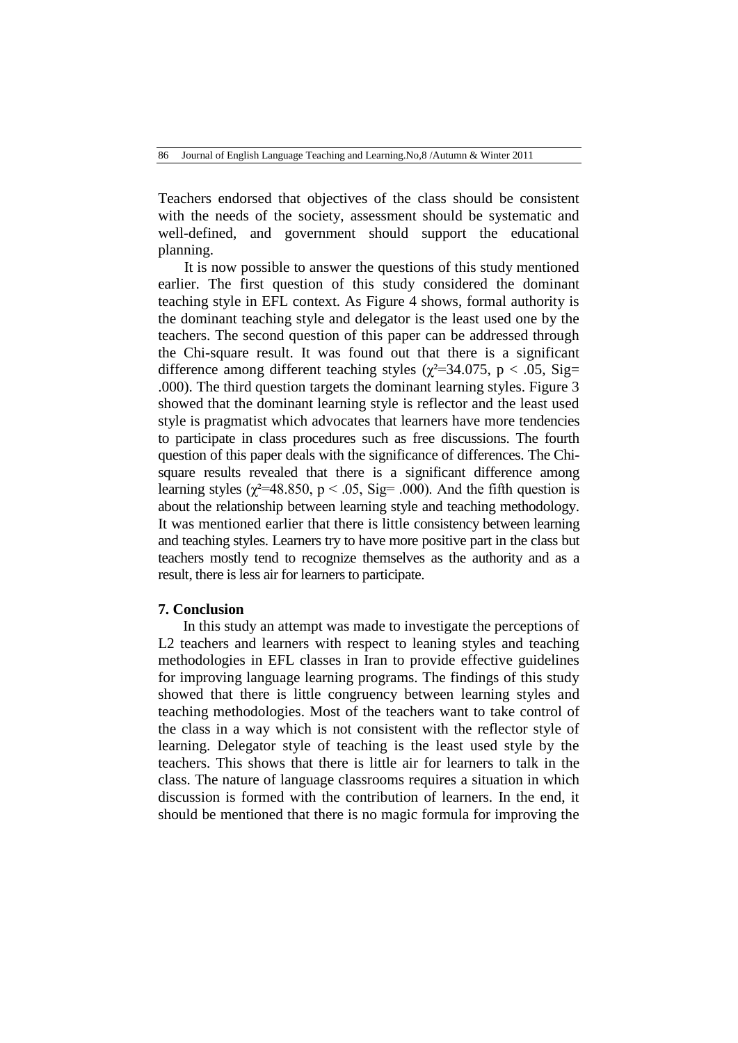Teachers endorsed that objectives of the class should be consistent with the needs of the society, assessment should be systematic and well-defined, and government should support the educational planning.

It is now possible to answer the questions of this study mentioned earlier. The first question of this study considered the dominant teaching style in EFL context. As Figure 4 shows, formal authority is the dominant teaching style and delegator is the least used one by the teachers. The second question of this paper can be addressed through the Chi-square result. It was found out that there is a significant difference among different teaching styles ($\chi^2$=34.075, $p < .05$, Sig= .000). The third question targets the dominant learning styles. Figure 3 showed that the dominant learning style is reflector and the least used style is pragmatist which advocates that learners have more tendencies to participate in class procedures such as free discussions. The fourth question of this paper deals with the significance of differences. The Chi-square results revealed that there is a significant difference among learning styles ($\chi^2$=48.850, $p < .05$, Sig= .000). And the fifth question is about the relationship between learning style and teaching methodology. It was mentioned earlier that there is little consistency between learning and teaching styles. Learners try to have more positive part in the class but teachers mostly tend to recognize themselves as the authority and as a result, there is less air for learners to participate.

## 7. Conclusion

In this study an attempt was made to investigate the perceptions of L2 teachers and learners with respect to leaning styles and teaching methodologies in EFL classes in Iran to provide effective guidelines for improving language learning programs. The findings of this study showed that there is little congruency between learning styles and teaching methodologies. Most of the teachers want to take control of the class in a way which is not consistent with the reflector style of learning. Delegator style of teaching is the least used style by the teachers. This shows that there is little air for learners to talk in the class. The nature of language classrooms requires a situation in which discussion is formed with the contribution of learners. In the end, it should be mentioned that there is no magic formula for improving the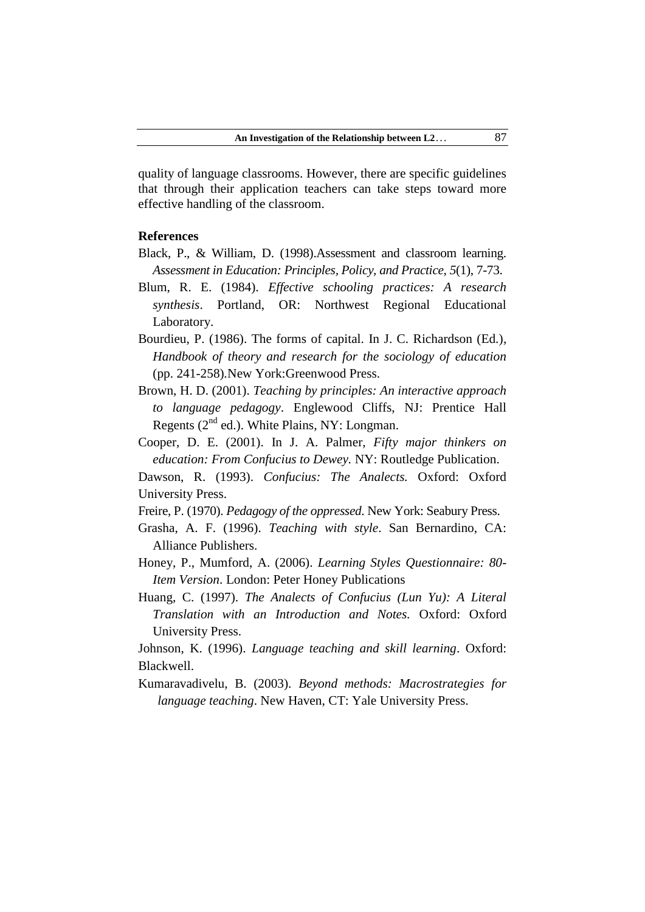quality of language classrooms. However, there are specific guidelines that through their application teachers can take steps toward more effective handling of the classroom.

**References**

Black, P., & William, D. (1998).Assessment and classroom learning. *Assessment in Education: Principles, Policy, and Practice*, *5*(1), 7-73.

Blum, R. E. (1984). *Effective schooling practices: A research synthesis*. Portland, OR: Northwest Regional Educational Laboratory.

Bourdieu, P. (1986). The forms of capital. In J. C. Richardson (Ed.), *Handbook of theory and research for the sociology of education* (pp. 241-258).New York:Greenwood Press.

Brown, H. D. (2001). *Teaching by principles: An interactive approach to language pedagogy*. Englewood Cliffs, NJ: Prentice Hall Regents (2nd ed.). White Plains, NY: Longman.

Cooper, D. E. (2001). In J. A. Palmer, *Fifty major thinkers on education: From Confucius to Dewey.* NY: Routledge Publication.

Dawson, R. (1993). *Confucius: The Analects.* Oxford: Oxford University Press.

Freire, P. (1970). *Pedagogy of the oppressed*. New York: Seabury Press.

Grasha, A. F. (1996). *Teaching with style*. San Bernardino, CA: Alliance Publishers.

Honey, P., Mumford, A. (2006). *Learning Styles Questionnaire: 80-Item Version*. London: Peter Honey Publications

Huang, C. (1997). *The Analects of Confucius (Lun Yu): A Literal Translation with an Introduction and Notes*. Oxford: Oxford University Press.

Johnson, K. (1996). *Language teaching and skill learning*. Oxford: Blackwell.

Kumaravadivelu, B. (2003). *Beyond methods: Macrostrategies for language teaching*. New Haven, CT: Yale University Press.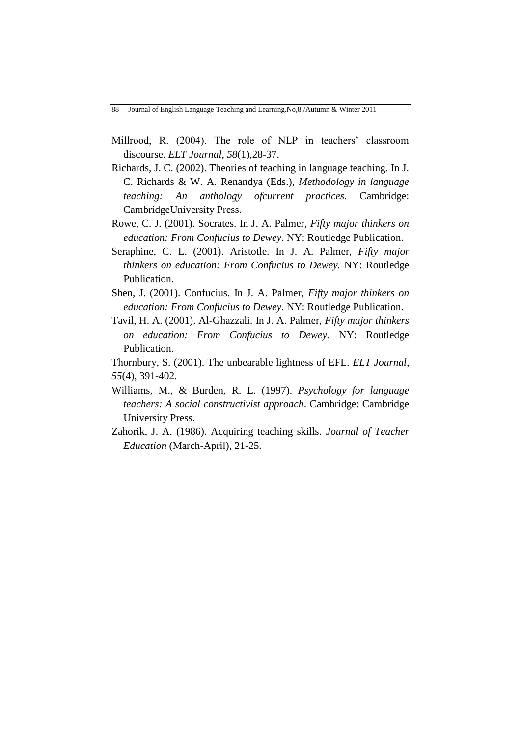Millrood, R. (2004). The role of NLP in teachers' classroom discourse. *ELT Journal*, *58*(1),28-37.

Richards, J. C. (2002). Theories of teaching in language teaching. In J. C. Richards & W. A. Renandya (Eds.), *Methodology in language teaching: An anthology ofcurrent practices*. Cambridge: CambridgeUniversity Press.

Rowe, C. J. (2001). Socrates. In J. A. Palmer, *Fifty major thinkers on education: From Confucius to Dewey.* NY: Routledge Publication.

Seraphine, C. L. (2001). Aristotle. In J. A. Palmer, *Fifty major thinkers on education: From Confucius to Dewey.* NY: Routledge Publication.

Shen, J. (2001). Confucius. In J. A. Palmer, *Fifty major thinkers on education: From Confucius to Dewey.* NY: Routledge Publication.

Tavil, H. A. (2001). Al-Ghazzali. In J. A. Palmer, *Fifty major thinkers on education: From Confucius to Dewey.* NY: Routledge Publication.

Thornbury, S. (2001). The unbearable lightness of EFL. *ELT Journal*, *55*(4), 391-402.

Williams, M., & Burden, R. L. (1997). *Psychology for language teachers: A social constructivist approach*. Cambridge: Cambridge University Press.

Zahorik, J. A. (1986). Acquiring teaching skills. *Journal of Teacher Education* (March-April), 21-25.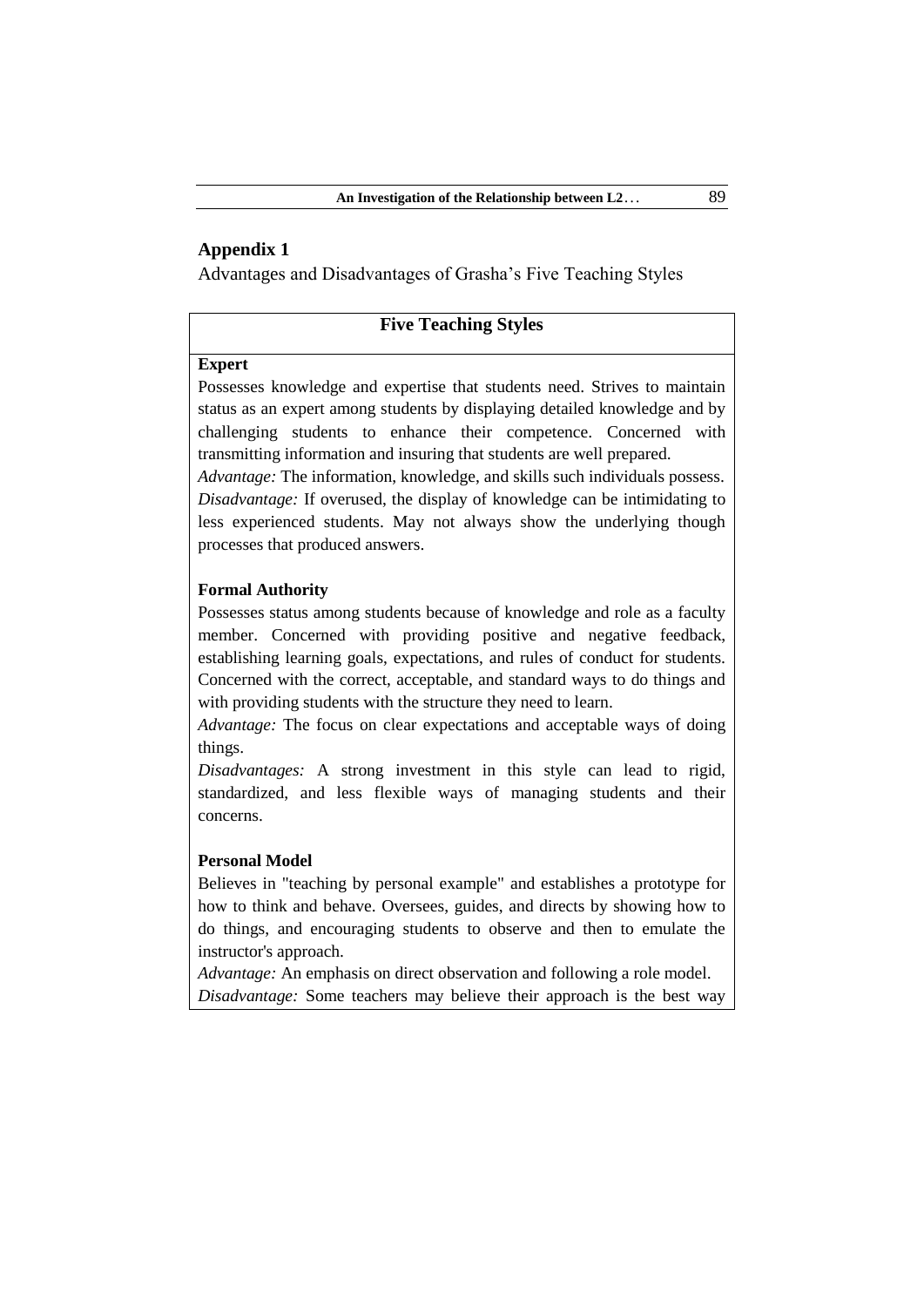## Appendix 1

Advantages and Disadvantages of Grasha's Five Teaching Styles

### Five Teaching Styles

**Expert**

Possesses knowledge and expertise that students need. Strives to maintain status as an expert among students by displaying detailed knowledge and by challenging students to enhance their competence. Concerned with transmitting information and insuring that students are well prepared.

*Advantage:* The information, knowledge, and skills such individuals possess.

*Disadvantage:* If overused, the display of knowledge can be intimidating to less experienced students. May not always show the underlying though processes that produced answers.

**Formal Authority**

Possesses status among students because of knowledge and role as a faculty member. Concerned with providing positive and negative feedback, establishing learning goals, expectations, and rules of conduct for students. Concerned with the correct, acceptable, and standard ways to do things and with providing students with the structure they need to learn.

*Advantage:* The focus on clear expectations and acceptable ways of doing things.

*Disadvantages:* A strong investment in this style can lead to rigid, standardized, and less flexible ways of managing students and their concerns.

**Personal Model**

Believes in "teaching by personal example" and establishes a prototype for how to think and behave. Oversees, guides, and directs by showing how to do things, and encouraging students to observe and then to emulate the instructor's approach.

*Advantage:* An emphasis on direct observation and following a role model.

*Disadvantage:* Some teachers may believe their approach is the best way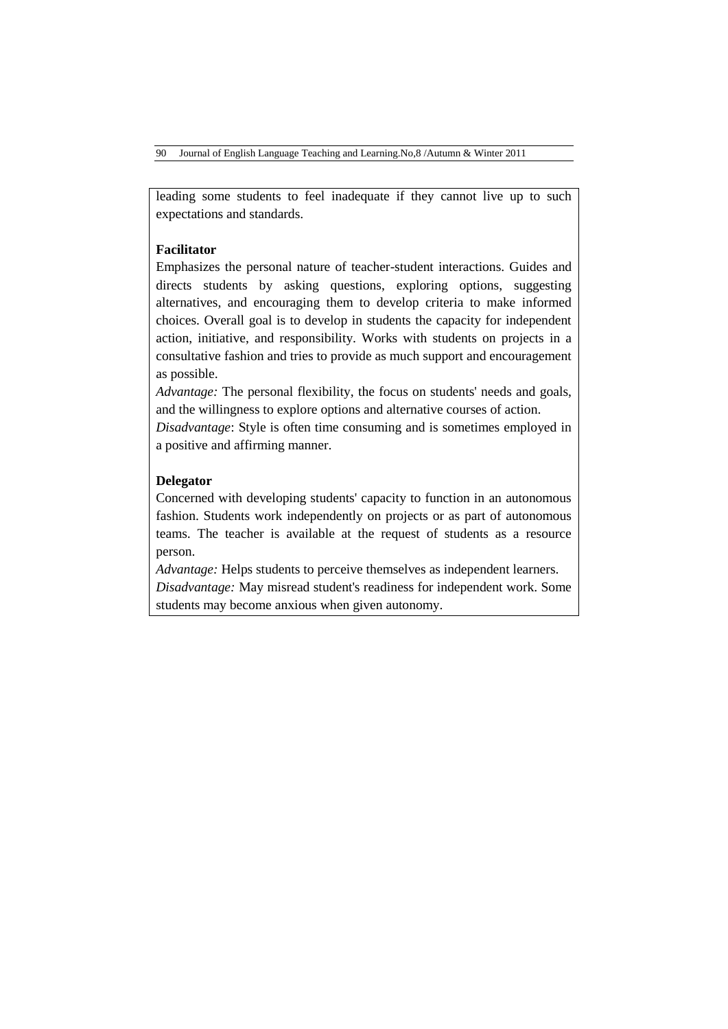leading some students to feel inadequate if they cannot live up to such expectations and standards.

**Facilitator**

Emphasizes the personal nature of teacher-student interactions. Guides and directs students by asking questions, exploring options, suggesting alternatives, and encouraging them to develop criteria to make informed choices. Overall goal is to develop in students the capacity for independent action, initiative, and responsibility. Works with students on projects in a consultative fashion and tries to provide as much support and encouragement as possible.

*Advantage:* The personal flexibility, the focus on students' needs and goals, and the willingness to explore options and alternative courses of action.

*Disadvantage*: Style is often time consuming and is sometimes employed in a positive and affirming manner.

**Delegator**

Concerned with developing students' capacity to function in an autonomous fashion. Students work independently on projects or as part of autonomous teams. The teacher is available at the request of students as a resource person.

*Advantage:* Helps students to perceive themselves as independent learners.

*Disadvantage:* May misread student's readiness for independent work. Some students may become anxious when given autonomy.